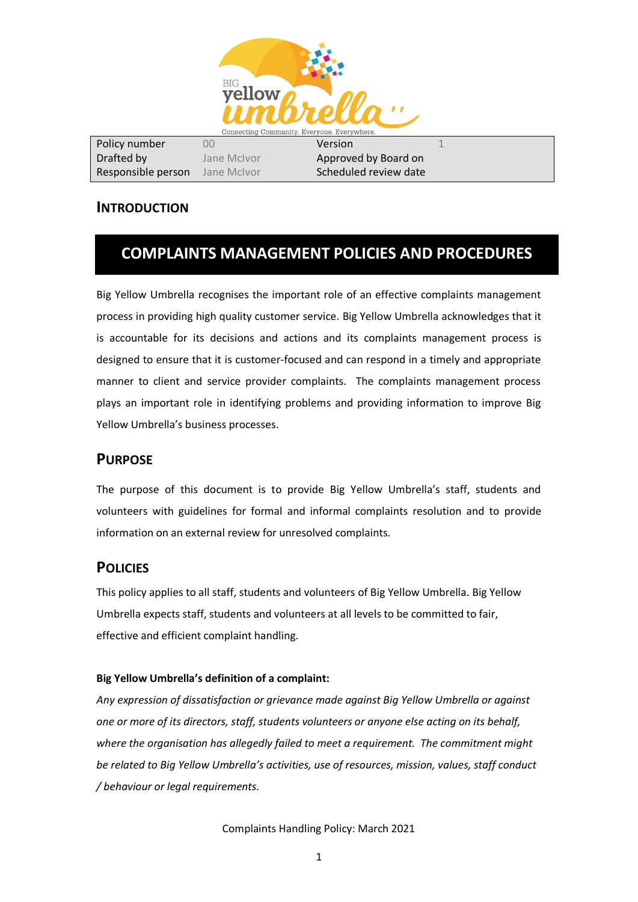| Policy number | 00 | Version | 1 |
| --- | --- | --- | --- |
| Drafted by | Jane McIvor | Approved by Board on | |
| Responsible person | Jane McIvor | Scheduled review date | |

## Introduction

# COMPLAINTS MANAGEMENT POLICIES AND PROCEDURES

Big Yellow Umbrella recognises the important role of an effective complaints management process in providing high quality customer service. Big Yellow Umbrella acknowledges that it is accountable for its decisions and actions and its complaints management process is designed to ensure that it is customer-focused and can respond in a timely and appropriate manner to client and service provider complaints. The complaints management process plays an important role in identifying problems and providing information to improve Big Yellow Umbrella's business processes.

## Purpose

The purpose of this document is to provide Big Yellow Umbrella's staff, students and volunteers with guidelines for formal and informal complaints resolution and to provide information on an external review for unresolved complaints.

## Policies

This policy applies to all staff, students and volunteers of Big Yellow Umbrella. Big Yellow Umbrella expects staff, students and volunteers at all levels to be committed to fair, effective and efficient complaint handling.

**Big Yellow Umbrella's definition of a complaint:**

*Any expression of dissatisfaction or grievance made against Big Yellow Umbrella or against one or more of its directors, staff, students volunteers or anyone else acting on its behalf, where the organisation has allegedly failed to meet a requirement. The commitment might be related to Big Yellow Umbrella's activities, use of resources, mission, values, staff conduct / behaviour or legal requirements.*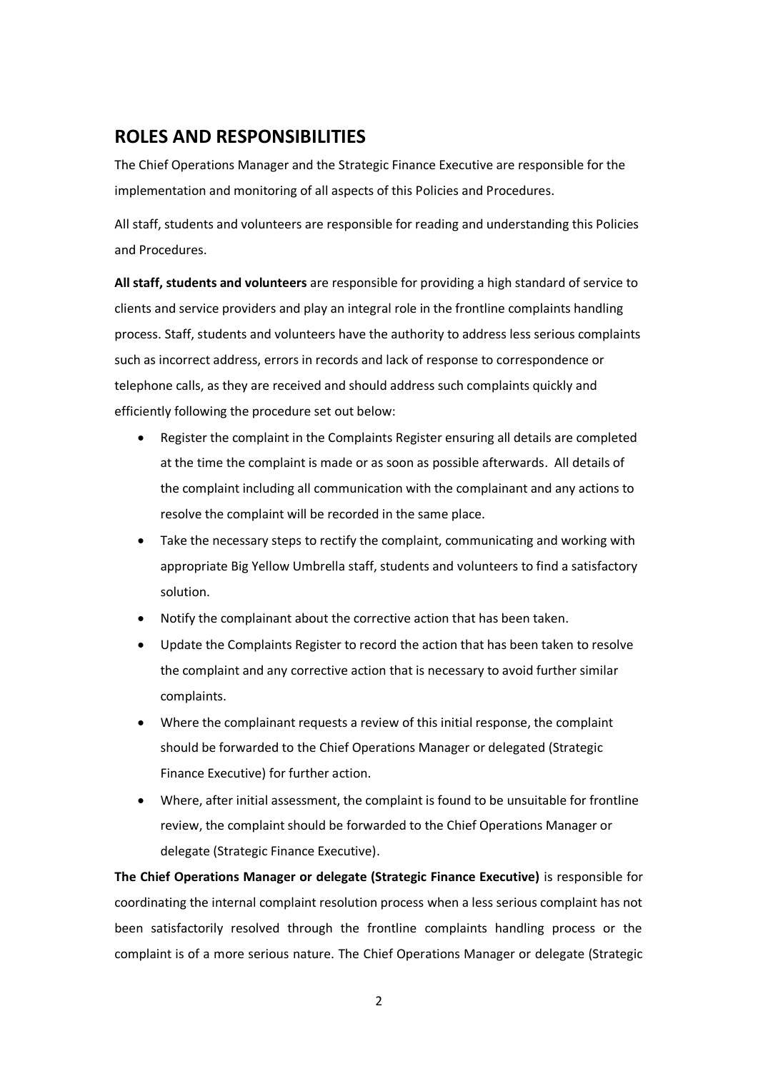## ROLES AND RESPONSIBILITIES

The Chief Operations Manager and the Strategic Finance Executive are responsible for the implementation and monitoring of all aspects of this Policies and Procedures.

All staff, students and volunteers are responsible for reading and understanding this Policies and Procedures.

**All staff, students and volunteers** are responsible for providing a high standard of service to clients and service providers and play an integral role in the frontline complaints handling process. Staff, students and volunteers have the authority to address less serious complaints such as incorrect address, errors in records and lack of response to correspondence or telephone calls, as they are received and should address such complaints quickly and efficiently following the procedure set out below:

- Register the complaint in the Complaints Register ensuring all details are completed at the time the complaint is made or as soon as possible afterwards. All details of the complaint including all communication with the complainant and any actions to resolve the complaint will be recorded in the same place.
- Take the necessary steps to rectify the complaint, communicating and working with appropriate Big Yellow Umbrella staff, students and volunteers to find a satisfactory solution.
- Notify the complainant about the corrective action that has been taken.
- Update the Complaints Register to record the action that has been taken to resolve the complaint and any corrective action that is necessary to avoid further similar complaints.
- Where the complainant requests a review of this initial response, the complaint should be forwarded to the Chief Operations Manager or delegated (Strategic Finance Executive) for further action.
- Where, after initial assessment, the complaint is found to be unsuitable for frontline review, the complaint should be forwarded to the Chief Operations Manager or delegate (Strategic Finance Executive).

**The Chief Operations Manager or delegate (Strategic Finance Executive)** is responsible for coordinating the internal complaint resolution process when a less serious complaint has not been satisfactorily resolved through the frontline complaints handling process or the complaint is of a more serious nature. The Chief Operations Manager or delegate (Strategic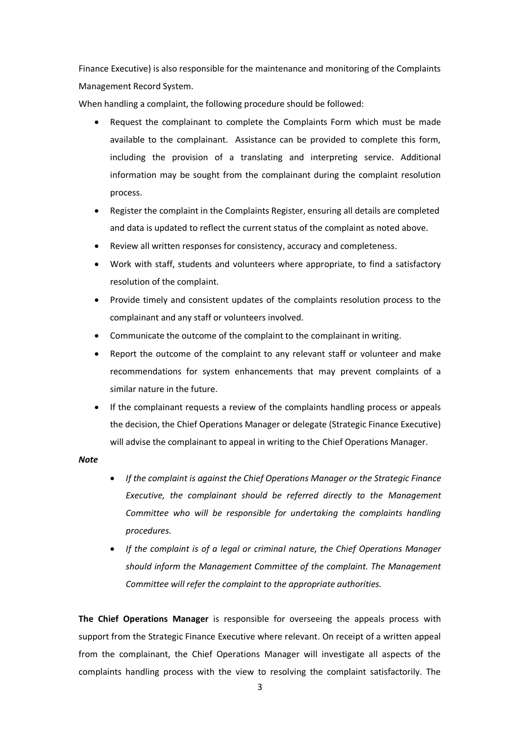Finance Executive) is also responsible for the maintenance and monitoring of the Complaints Management Record System.

When handling a complaint, the following procedure should be followed:

- Request the complainant to complete the Complaints Form which must be made available to the complainant. Assistance can be provided to complete this form, including the provision of a translating and interpreting service. Additional information may be sought from the complainant during the complaint resolution process.
- Register the complaint in the Complaints Register, ensuring all details are completed and data is updated to reflect the current status of the complaint as noted above.
- Review all written responses for consistency, accuracy and completeness.
- Work with staff, students and volunteers where appropriate, to find a satisfactory resolution of the complaint.
- Provide timely and consistent updates of the complaints resolution process to the complainant and any staff or volunteers involved.
- Communicate the outcome of the complaint to the complainant in writing.
- Report the outcome of the complaint to any relevant staff or volunteer and make recommendations for system enhancements that may prevent complaints of a similar nature in the future.
- If the complainant requests a review of the complaints handling process or appeals the decision, the Chief Operations Manager or delegate (Strategic Finance Executive) will advise the complainant to appeal in writing to the Chief Operations Manager.

***Note***

- *If the complaint is against the Chief Operations Manager or the Strategic Finance Executive, the complainant should be referred directly to the Management Committee who will be responsible for undertaking the complaints handling procedures.*
- *If the complaint is of a legal or criminal nature, the Chief Operations Manager should inform the Management Committee of the complaint. The Management Committee will refer the complaint to the appropriate authorities.*

**The Chief Operations Manager** is responsible for overseeing the appeals process with support from the Strategic Finance Executive where relevant. On receipt of a written appeal from the complainant, the Chief Operations Manager will investigate all aspects of the complaints handling process with the view to resolving the complaint satisfactorily. The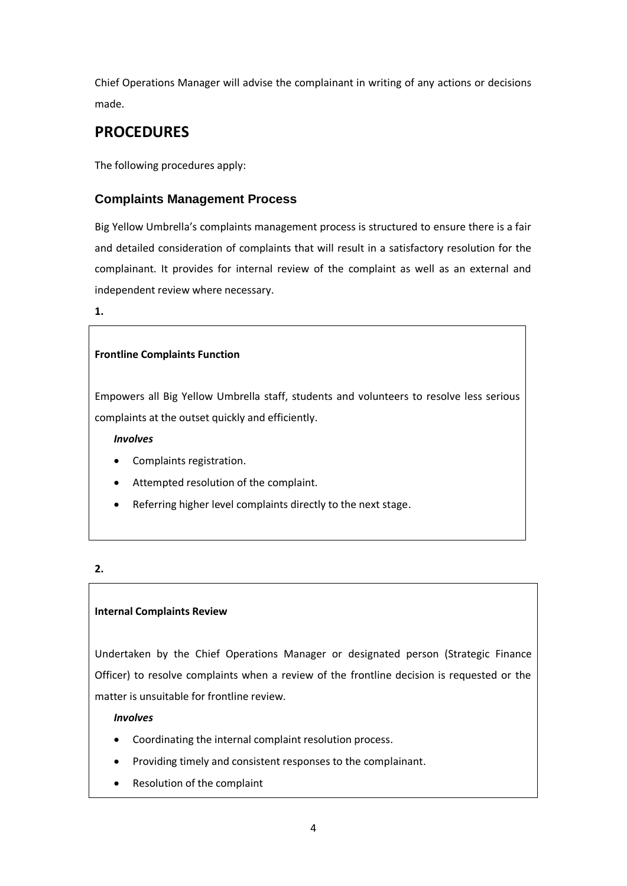Chief Operations Manager will advise the complainant in writing of any actions or decisions made.

# PROCEDURES

The following procedures apply:

## Complaints Management Process

Big Yellow Umbrella's complaints management process is structured to ensure there is a fair and detailed consideration of complaints that will result in a satisfactory resolution for the complainant. It provides for internal review of the complaint as well as an external and independent review where necessary.

**1.**

**Frontline Complaints Function**

Empowers all Big Yellow Umbrella staff, students and volunteers to resolve less serious complaints at the outset quickly and efficiently.

***Involves***

- Complaints registration.
- Attempted resolution of the complaint.
- Referring higher level complaints directly to the next stage.

**2.**

**Internal Complaints Review**

Undertaken by the Chief Operations Manager or designated person (Strategic Finance Officer) to resolve complaints when a review of the frontline decision is requested or the matter is unsuitable for frontline review.

***Involves***

- Coordinating the internal complaint resolution process.
- Providing timely and consistent responses to the complainant.
- Resolution of the complaint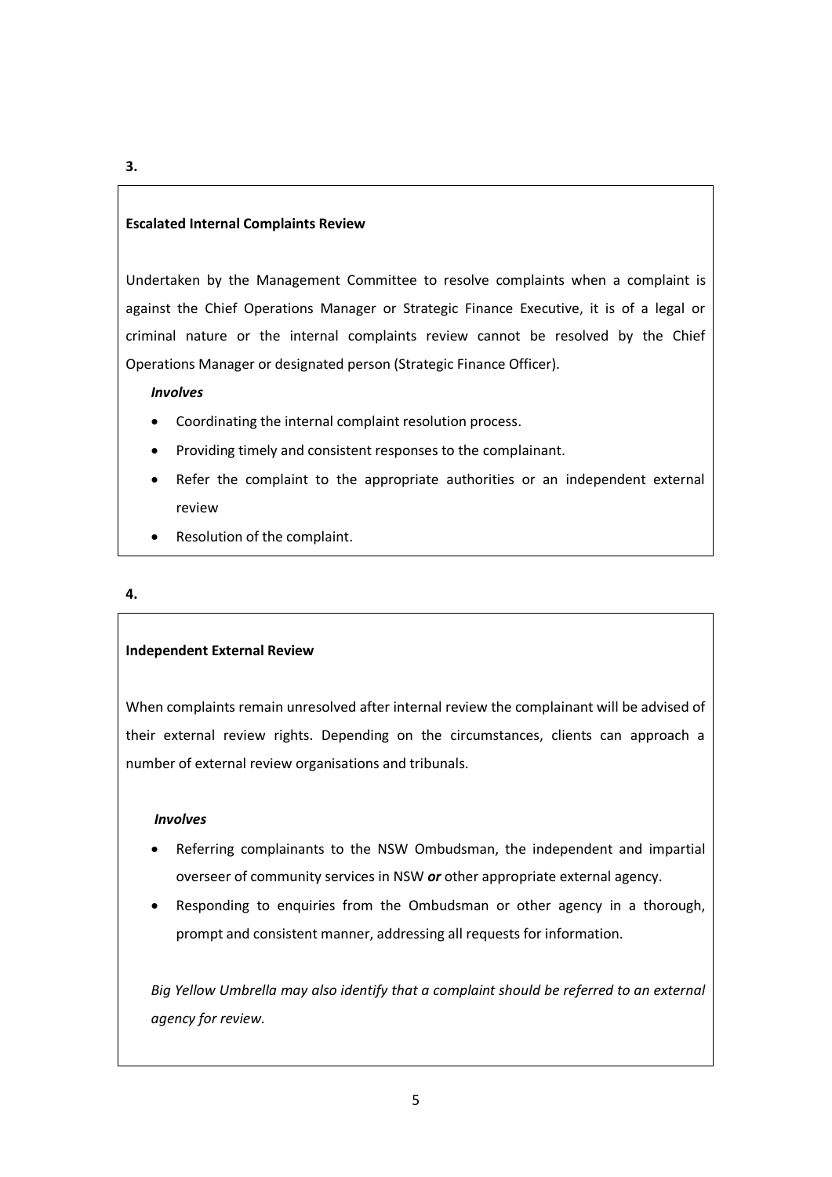**3.**

**Escalated Internal Complaints Review**

Undertaken by the Management Committee to resolve complaints when a complaint is against the Chief Operations Manager or Strategic Finance Executive, it is of a legal or criminal nature or the internal complaints review cannot be resolved by the Chief Operations Manager or designated person (Strategic Finance Officer).

***Involves***

- Coordinating the internal complaint resolution process.
- Providing timely and consistent responses to the complainant.
- Refer the complaint to the appropriate authorities or an independent external review
- Resolution of the complaint.

**4.**

**Independent External Review**

When complaints remain unresolved after internal review the complainant will be advised of their external review rights. Depending on the circumstances, clients can approach a number of external review organisations and tribunals.

***Involves***

- Referring complainants to the NSW Ombudsman, the independent and impartial overseer of community services in NSW ***or*** other appropriate external agency.
- Responding to enquiries from the Ombudsman or other agency in a thorough, prompt and consistent manner, addressing all requests for information.

*Big Yellow Umbrella may also identify that a complaint should be referred to an external agency for review.*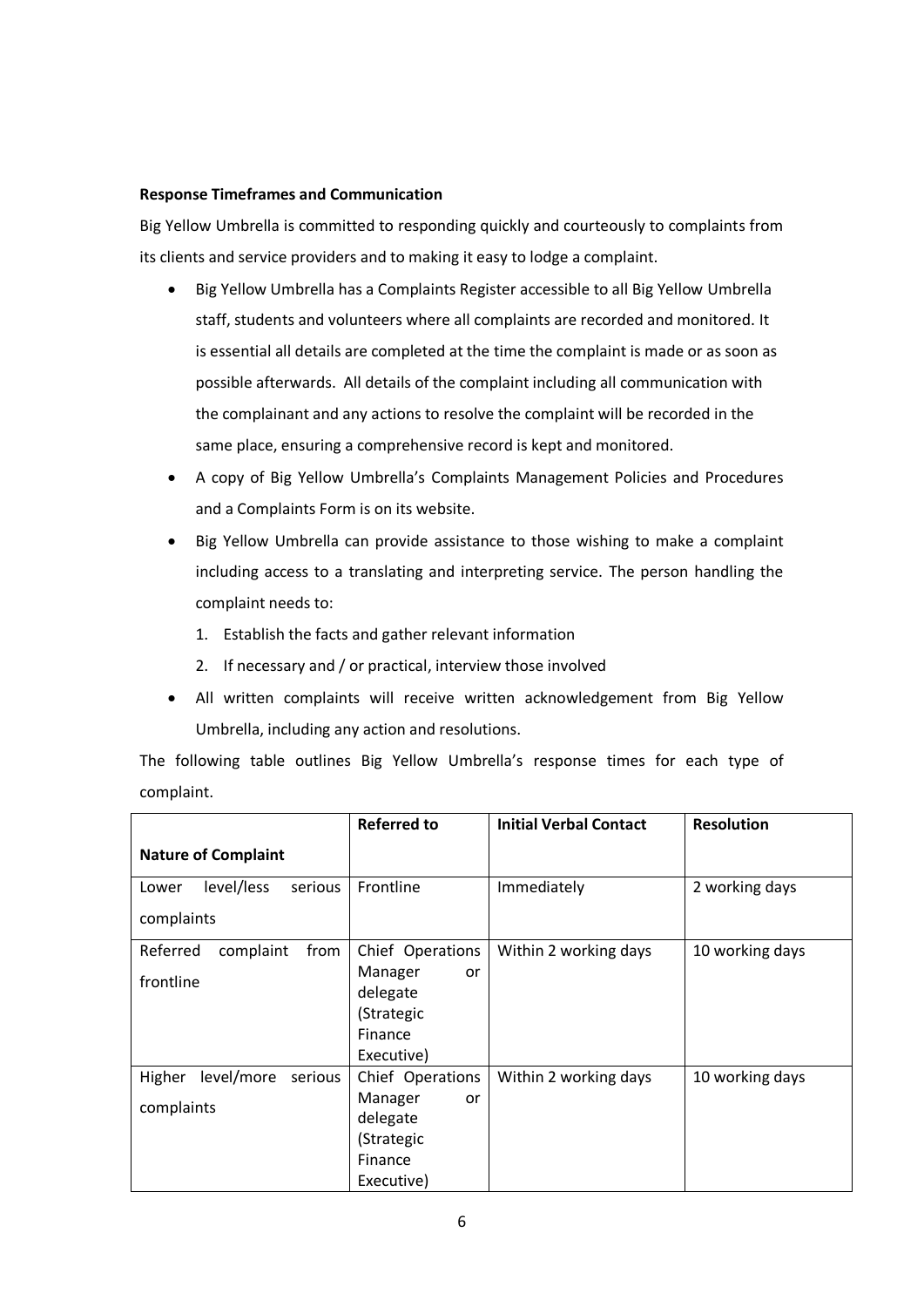**Response Timeframes and Communication**

Big Yellow Umbrella is committed to responding quickly and courteously to complaints from its clients and service providers and to making it easy to lodge a complaint.

- Big Yellow Umbrella has a Complaints Register accessible to all Big Yellow Umbrella staff, students and volunteers where all complaints are recorded and monitored. It is essential all details are completed at the time the complaint is made or as soon as possible afterwards. All details of the complaint including all communication with the complainant and any actions to resolve the complaint will be recorded in the same place, ensuring a comprehensive record is kept and monitored.
- A copy of Big Yellow Umbrella's Complaints Management Policies and Procedures and a Complaints Form is on its website.
- Big Yellow Umbrella can provide assistance to those wishing to make a complaint including access to a translating and interpreting service. The person handling the complaint needs to:
    1. Establish the facts and gather relevant information
    2. If necessary and / or practical, interview those involved
- All written complaints will receive written acknowledgement from Big Yellow Umbrella, including any action and resolutions.

The following table outlines Big Yellow Umbrella's response times for each type of complaint.

| Nature of Complaint | Referred to | Initial Verbal Contact | Resolution |
| --- | --- | --- | --- |
| Lower level/less serious complaints | Frontline | Immediately | 2 working days |
| Referred complaint from frontline | Chief Operations Manager or delegate (Strategic Finance Executive) | Within 2 working days | 10 working days |
| Higher level/more serious complaints | Chief Operations Manager or delegate (Strategic Finance Executive) | Within 2 working days | 10 working days |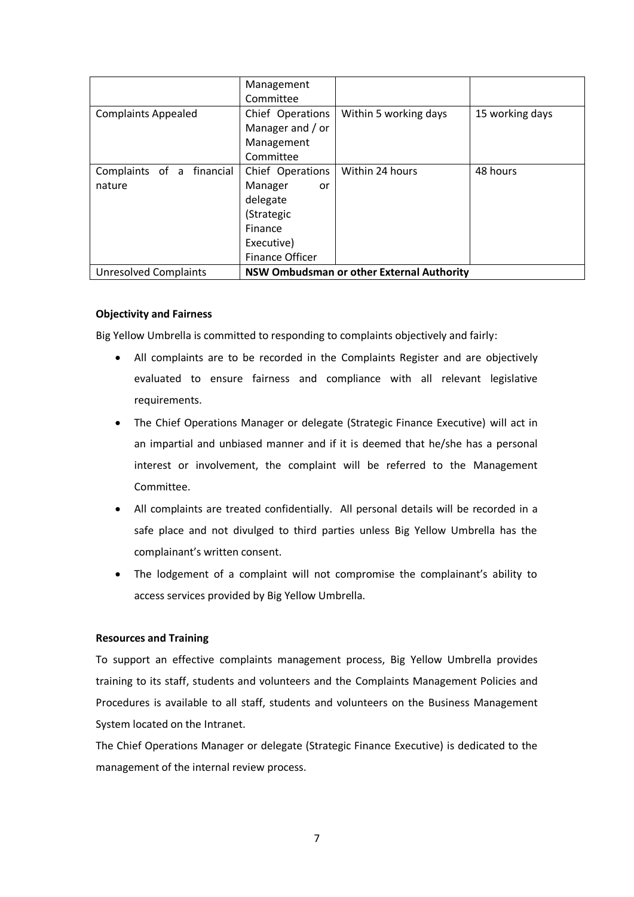| | Management Committee | | |
|---|---|---|---|
| Complaints Appealed | Chief Operations Manager and / or Management Committee | Within 5 working days | 15 working days |
| Complaints of a financial nature | Chief Operations Manager or delegate (Strategic Finance Executive) Finance Officer | Within 24 hours | 48 hours |
| Unresolved Complaints | **NSW Ombudsman or other External Authority** | | |

**Objectivity and Fairness**

Big Yellow Umbrella is committed to responding to complaints objectively and fairly:

- All complaints are to be recorded in the Complaints Register and are objectively evaluated to ensure fairness and compliance with all relevant legislative requirements.
- The Chief Operations Manager or delegate (Strategic Finance Executive) will act in an impartial and unbiased manner and if it is deemed that he/she has a personal interest or involvement, the complaint will be referred to the Management Committee.
- All complaints are treated confidentially. All personal details will be recorded in a safe place and not divulged to third parties unless Big Yellow Umbrella has the complainant's written consent.
- The lodgement of a complaint will not compromise the complainant's ability to access services provided by Big Yellow Umbrella.

**Resources and Training**

To support an effective complaints management process, Big Yellow Umbrella provides training to its staff, students and volunteers and the Complaints Management Policies and Procedures is available to all staff, students and volunteers on the Business Management System located on the Intranet.

The Chief Operations Manager or delegate (Strategic Finance Executive) is dedicated to the management of the internal review process.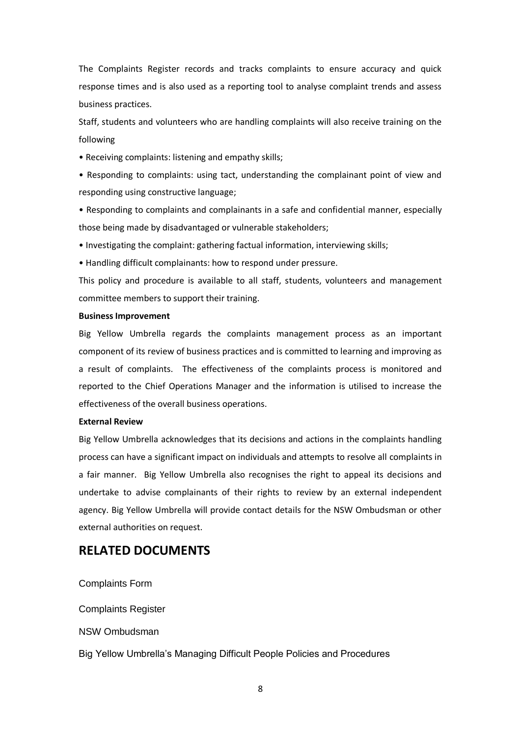The Complaints Register records and tracks complaints to ensure accuracy and quick response times and is also used as a reporting tool to analyse complaint trends and assess business practices.

Staff, students and volunteers who are handling complaints will also receive training on the following

- Receiving complaints: listening and empathy skills;
- Responding to complaints: using tact, understanding the complainant point of view and responding using constructive language;
- Responding to complaints and complainants in a safe and confidential manner, especially those being made by disadvantaged or vulnerable stakeholders;
- Investigating the complaint: gathering factual information, interviewing skills;
- Handling difficult complainants: how to respond under pressure.

This policy and procedure is available to all staff, students, volunteers and management committee members to support their training.

**Business Improvement**

Big Yellow Umbrella regards the complaints management process as an important component of its review of business practices and is committed to learning and improving as a result of complaints. The effectiveness of the complaints process is monitored and reported to the Chief Operations Manager and the information is utilised to increase the effectiveness of the overall business operations.

**External Review**

Big Yellow Umbrella acknowledges that its decisions and actions in the complaints handling process can have a significant impact on individuals and attempts to resolve all complaints in a fair manner. Big Yellow Umbrella also recognises the right to appeal its decisions and undertake to advise complainants of their rights to review by an external independent agency. Big Yellow Umbrella will provide contact details for the NSW Ombudsman or other external authorities on request.

## RELATED DOCUMENTS

Complaints Form

Complaints Register

NSW Ombudsman

Big Yellow Umbrella's Managing Difficult People Policies and Procedures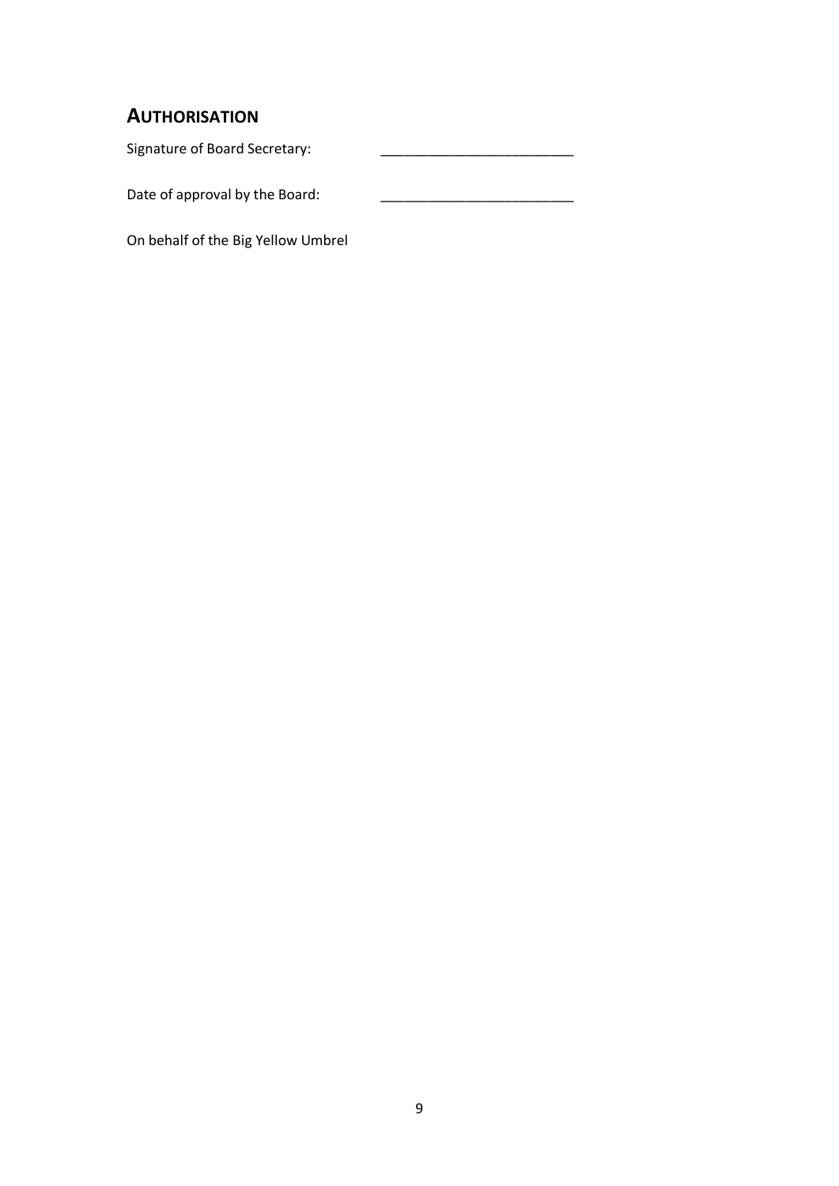## AUTHORISATION

Signature of Board Secretary: _________________________

Date of approval by the Board: _________________________

On behalf of the Big Yellow Umbrel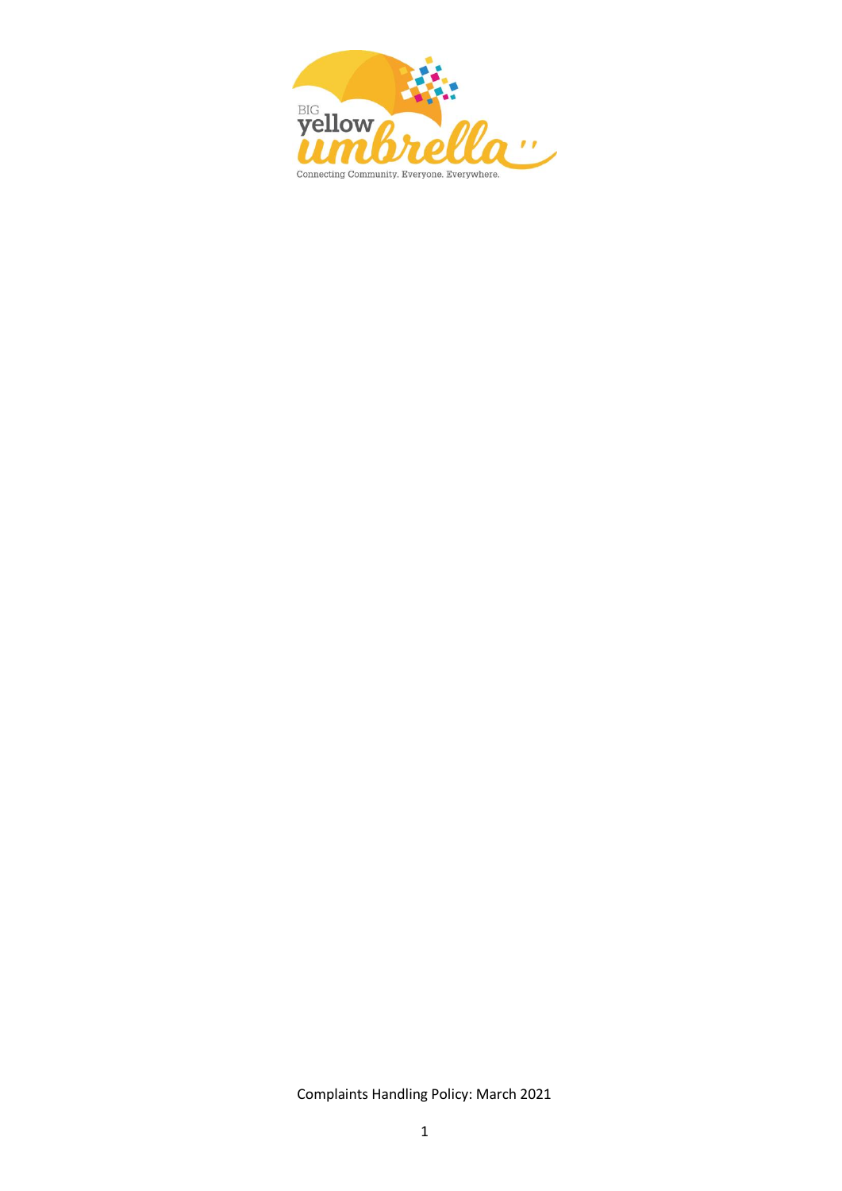Complaints Handling Policy: March 2021